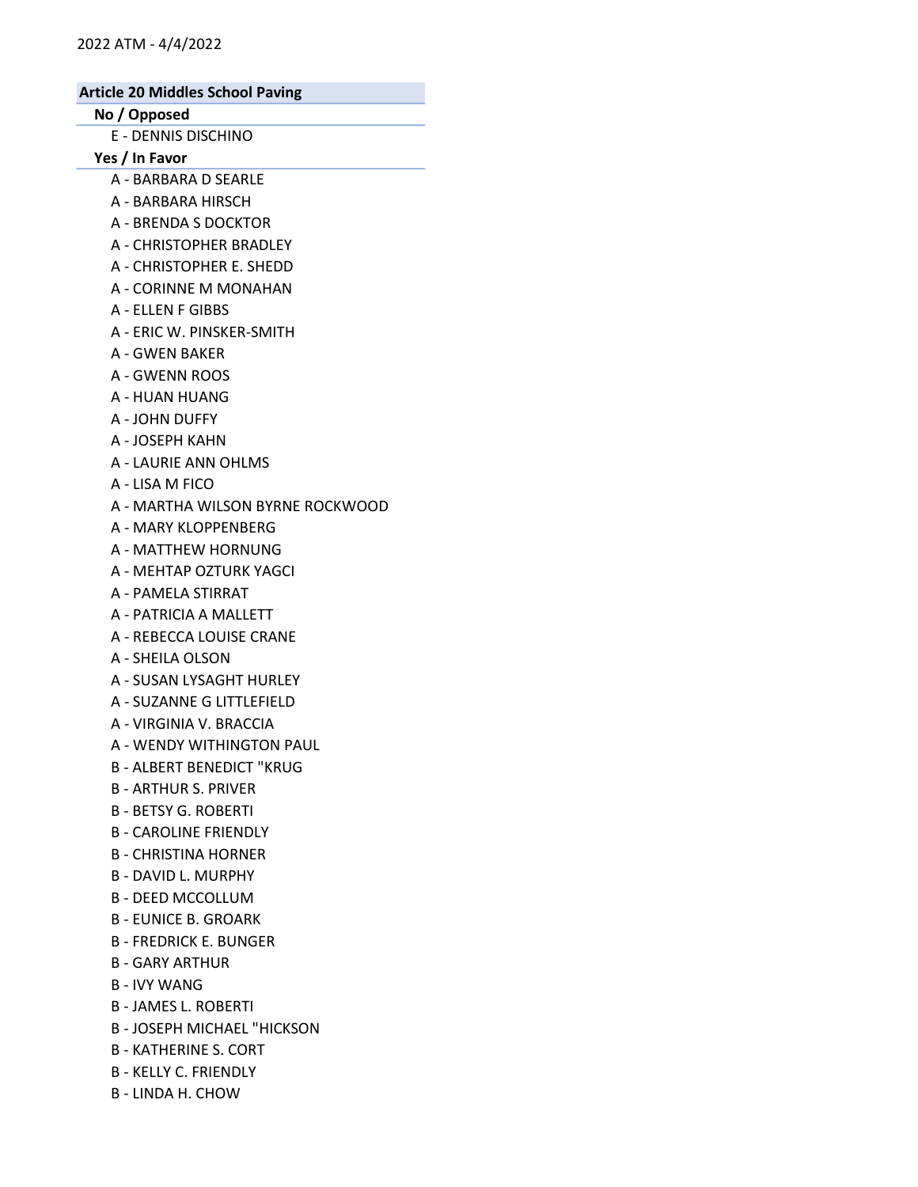2022 ATM - 4/4/2022

## Article 20 Middles School Paving

### No / Opposed

- E - DENNIS DISCHINO

### Yes / In Favor

- A - BARBARA D SEARLE
- A - BARBARA HIRSCH
- A - BRENDA S DOCKTOR
- A - CHRISTOPHER BRADLEY
- A - CHRISTOPHER E. SHEDD
- A - CORINNE M MONAHAN
- A - ELLEN F GIBBS
- A - ERIC W. PINSKER-SMITH
- A - GWEN BAKER
- A - GWENN ROOS
- A - HUAN HUANG
- A - JOHN DUFFY
- A - JOSEPH KAHN
- A - LAURIE ANN OHLMS
- A - LISA M FICO
- A - MARTHA WILSON BYRNE ROCKWOOD
- A - MARY KLOPPENBERG
- A - MATTHEW HORNUNG
- A - MEHTAP OZTURK YAGCI
- A - PAMELA STIRRAT
- A - PATRICIA A MALLETT
- A - REBECCA LOUISE CRANE
- A - SHEILA OLSON
- A - SUSAN LYSAGHT HURLEY
- A - SUZANNE G LITTLEFIELD
- A - VIRGINIA V. BRACCIA
- A - WENDY WITHINGTON PAUL
- B - ALBERT BENEDICT "KRUG
- B - ARTHUR S. PRIVER
- B - BETSY G. ROBERTI
- B - CAROLINE FRIENDLY
- B - CHRISTINA HORNER
- B - DAVID L. MURPHY
- B - DEED MCCOLLUM
- B - EUNICE B. GROARK
- B - FREDRICK E. BUNGER
- B - GARY ARTHUR
- B - IVY WANG
- B - JAMES L. ROBERTI
- B - JOSEPH MICHAEL "HICKSON
- B - KATHERINE S. CORT
- B - KELLY C. FRIENDLY
- B - LINDA H. CHOW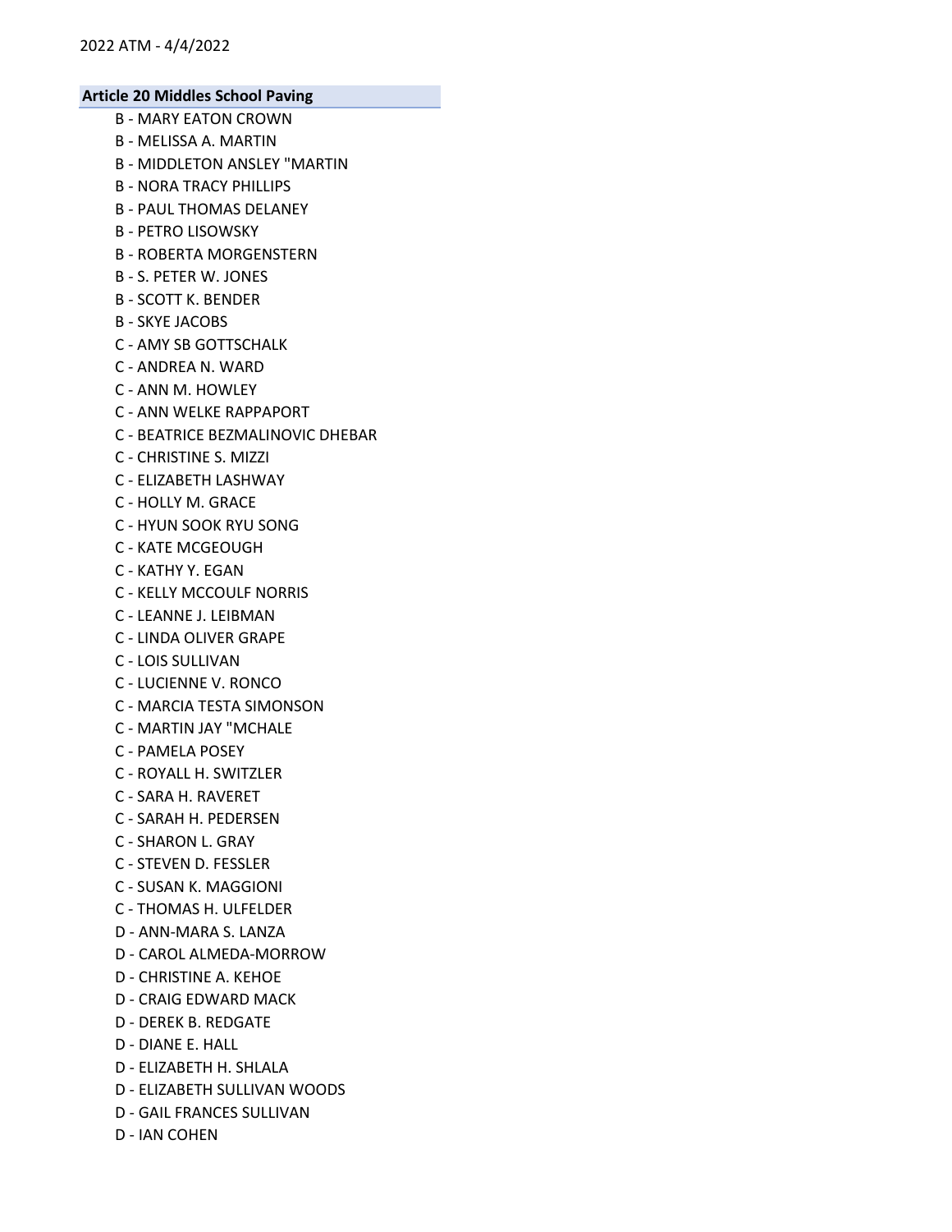**Article 20 Middles School Paving**

- B - MARY EATON CROWN
- B - MELISSA A. MARTIN
- B - MIDDLETON ANSLEY "MARTIN
- B - NORA TRACY PHILLIPS
- B - PAUL THOMAS DELANEY
- B - PETRO LISOWSKY
- B - ROBERTA MORGENSTERN
- B - S. PETER W. JONES
- B - SCOTT K. BENDER
- B - SKYE JACOBS
- C - AMY SB GOTTSCHALK
- C - ANDREA N. WARD
- C - ANN M. HOWLEY
- C - ANN WELKE RAPPAPORT
- C - BEATRICE BEZMALINOVIC DHEBAR
- C - CHRISTINE S. MIZZI
- C - ELIZABETH LASHWAY
- C - HOLLY M. GRACE
- C - HYUN SOOK RYU SONG
- C - KATE MCGEOUGH
- C - KATHY Y. EGAN
- C - KELLY MCCOULF NORRIS
- C - LEANNE J. LEIBMAN
- C - LINDA OLIVER GRAPE
- C - LOIS SULLIVAN
- C - LUCIENNE V. RONCO
- C - MARCIA TESTA SIMONSON
- C - MARTIN JAY "MCHALE
- C - PAMELA POSEY
- C - ROYALL H. SWITZLER
- C - SARA H. RAVERET
- C - SARAH H. PEDERSEN
- C - SHARON L. GRAY
- C - STEVEN D. FESSLER
- C - SUSAN K. MAGGIONI
- C - THOMAS H. ULFELDER
- D - ANN-MARA S. LANZA
- D - CAROL ALMEDA-MORROW
- D - CHRISTINE A. KEHOE
- D - CRAIG EDWARD MACK
- D - DEREK B. REDGATE
- D - DIANE E. HALL
- D - ELIZABETH H. SHLALA
- D - ELIZABETH SULLIVAN WOODS
- D - GAIL FRANCES SULLIVAN
- D - IAN COHEN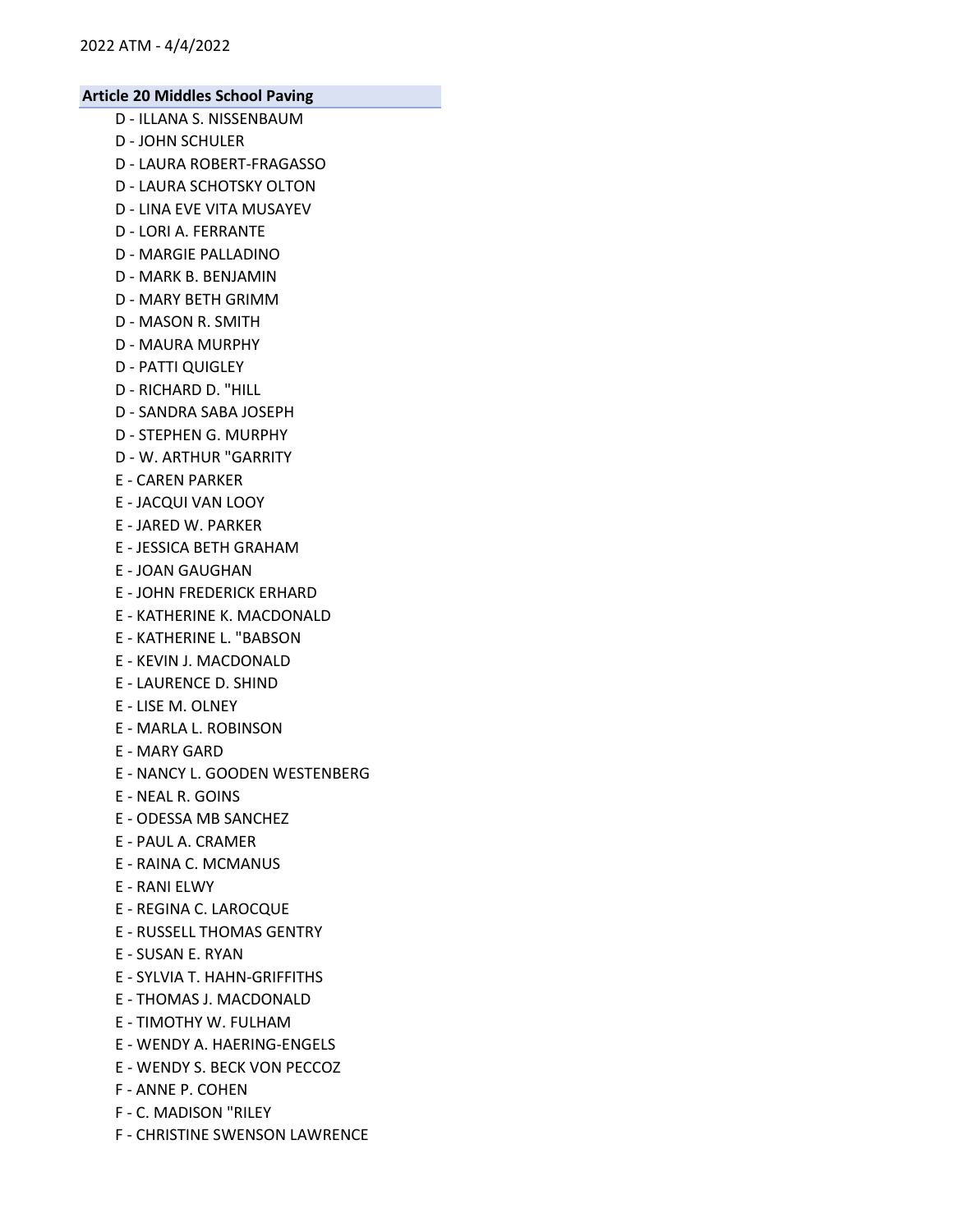**Article 20 Middles School Paving**

D - ILLANA S. NISSENBAUM
D - JOHN SCHULER
D - LAURA ROBERT-FRAGASSO
D - LAURA SCHOTSKY OLTON
D - LINA EVE VITA MUSAYEV
D - LORI A. FERRANTE
D - MARGIE PALLADINO
D - MARK B. BENJAMIN
D - MARY BETH GRIMM
D - MASON R. SMITH
D - MAURA MURPHY
D - PATTI QUIGLEY
D - RICHARD D. "HILL
D - SANDRA SABA JOSEPH
D - STEPHEN G. MURPHY
D - W. ARTHUR "GARRITY
E - CAREN PARKER
E - JACQUI VAN LOOY
E - JARED W. PARKER
E - JESSICA BETH GRAHAM
E - JOAN GAUGHAN
E - JOHN FREDERICK ERHARD
E - KATHERINE K. MACDONALD
E - KATHERINE L. "BABSON
E - KEVIN J. MACDONALD
E - LAURENCE D. SHIND
E - LISE M. OLNEY
E - MARLA L. ROBINSON
E - MARY GARD
E - NANCY L. GOODEN WESTENBERG
E - NEAL R. GOINS
E - ODESSA MB SANCHEZ
E - PAUL A. CRAMER
E - RAINA C. MCMANUS
E - RANI ELWY
E - REGINA C. LAROCQUE
E - RUSSELL THOMAS GENTRY
E - SUSAN E. RYAN
E - SYLVIA T. HAHN-GRIFFITHS
E - THOMAS J. MACDONALD
E - TIMOTHY W. FULHAM
E - WENDY A. HAERING-ENGELS
E - WENDY S. BECK VON PECCOZ
F - ANNE P. COHEN
F - C. MADISON "RILEY
F - CHRISTINE SWENSON LAWRENCE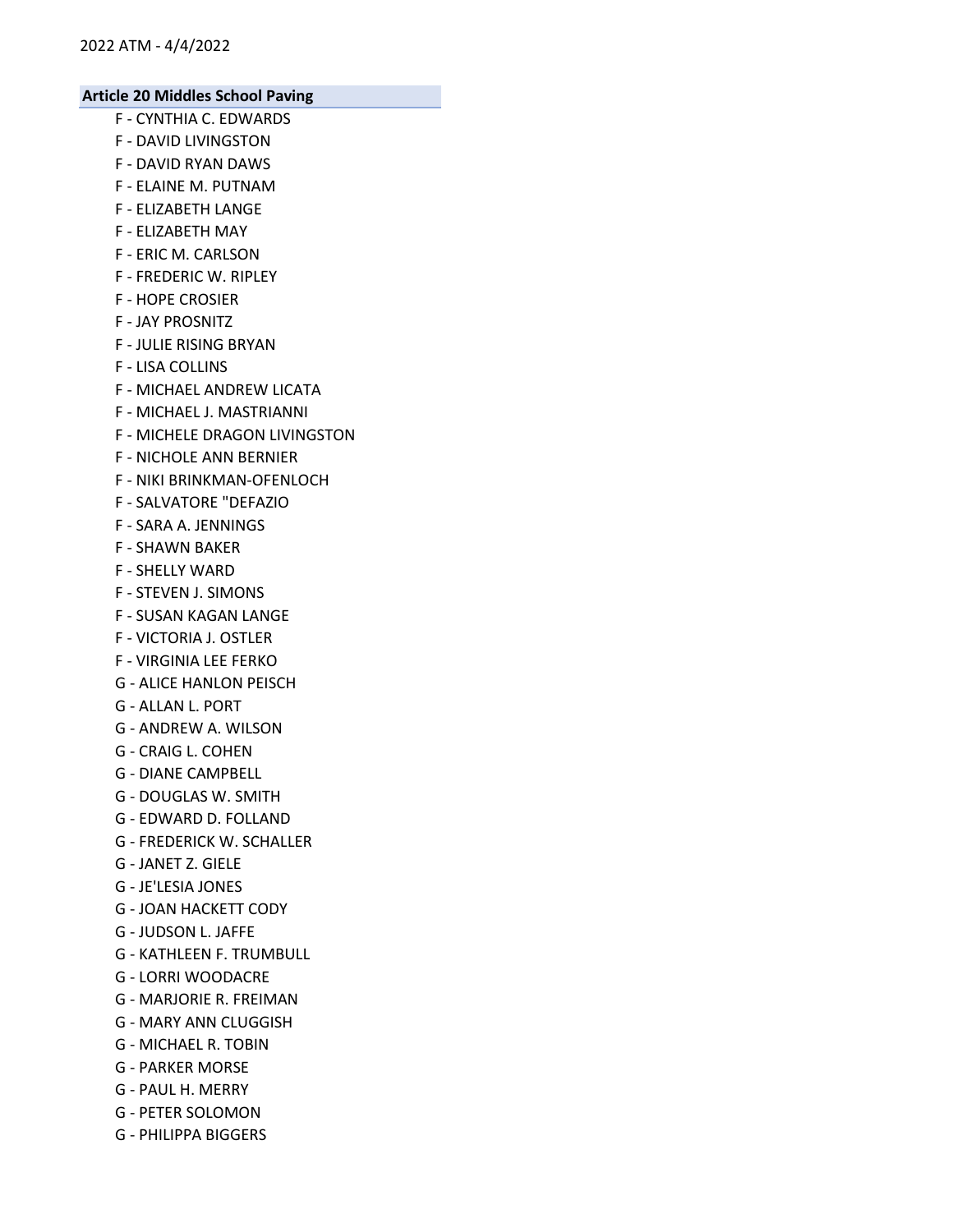**Article 20 Middles School Paving**

- F - CYNTHIA C. EDWARDS
- F - DAVID LIVINGSTON
- F - DAVID RYAN DAWS
- F - ELAINE M. PUTNAM
- F - ELIZABETH LANGE
- F - ELIZABETH MAY
- F - ERIC M. CARLSON
- F - FREDERIC W. RIPLEY
- F - HOPE CROSIER
- F - JAY PROSNITZ
- F - JULIE RISING BRYAN
- F - LISA COLLINS
- F - MICHAEL ANDREW LICATA
- F - MICHAEL J. MASTRIANNI
- F - MICHELE DRAGON LIVINGSTON
- F - NICHOLE ANN BERNIER
- F - NIKI BRINKMAN-OFENLOCH
- F - SALVATORE "DEFAZIO
- F - SARA A. JENNINGS
- F - SHAWN BAKER
- F - SHELLY WARD
- F - STEVEN J. SIMONS
- F - SUSAN KAGAN LANGE
- F - VICTORIA J. OSTLER
- F - VIRGINIA LEE FERKO
- G - ALICE HANLON PEISCH
- G - ALLAN L. PORT
- G - ANDREW A. WILSON
- G - CRAIG L. COHEN
- G - DIANE CAMPBELL
- G - DOUGLAS W. SMITH
- G - EDWARD D. FOLLAND
- G - FREDERICK W. SCHALLER
- G - JANET Z. GIELE
- G - JE'LESIA JONES
- G - JOAN HACKETT CODY
- G - JUDSON L. JAFFE
- G - KATHLEEN F. TRUMBULL
- G - LORRI WOODACRE
- G - MARJORIE R. FREIMAN
- G - MARY ANN CLUGGISH
- G - MICHAEL R. TOBIN
- G - PARKER MORSE
- G - PAUL H. MERRY
- G - PETER SOLOMON
- G - PHILIPPA BIGGERS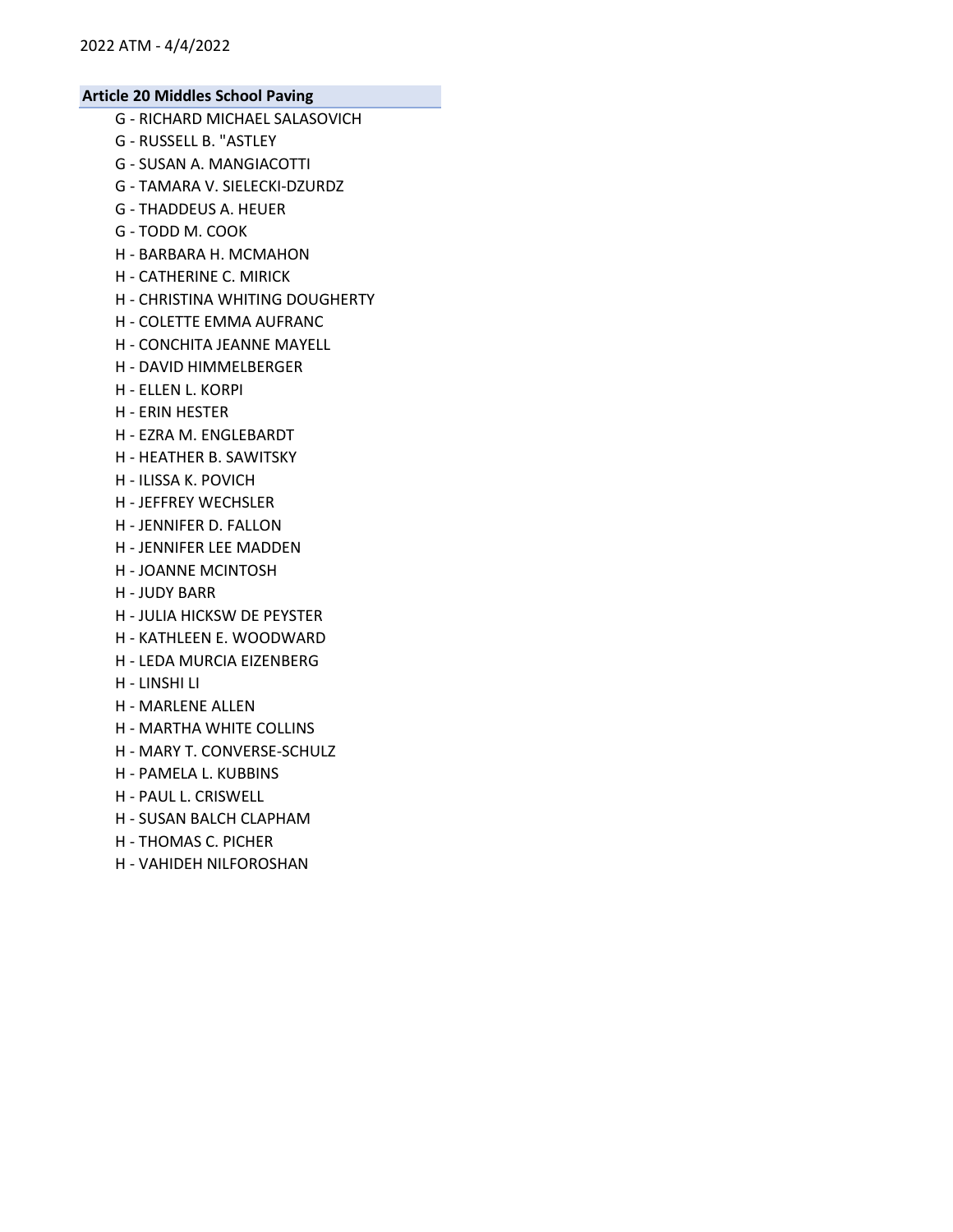**Article 20 Middles School Paving**

- G - RICHARD MICHAEL SALASOVICH
- G - RUSSELL B. "ASTLEY
- G - SUSAN A. MANGIACOTTI
- G - TAMARA V. SIELECKI-DZURDZ
- G - THADDEUS A. HEUER
- G - TODD M. COOK
- H - BARBARA H. MCMAHON
- H - CATHERINE C. MIRICK
- H - CHRISTINA WHITING DOUGHERTY
- H - COLETTE EMMA AUFRANC
- H - CONCHITA JEANNE MAYELL
- H - DAVID HIMMELBERGER
- H - ELLEN L. KORPI
- H - ERIN HESTER
- H - EZRA M. ENGLEBARDT
- H - HEATHER B. SAWITSKY
- H - ILISSA K. POVICH
- H - JEFFREY WECHSLER
- H - JENNIFER D. FALLON
- H - JENNIFER LEE MADDEN
- H - JOANNE MCINTOSH
- H - JUDY BARR
- H - JULIA HICKSW DE PEYSTER
- H - KATHLEEN E. WOODWARD
- H - LEDA MURCIA EIZENBERG
- H - LINSHI LI
- H - MARLENE ALLEN
- H - MARTHA WHITE COLLINS
- H - MARY T. CONVERSE-SCHULZ
- H - PAMELA L. KUBBINS
- H - PAUL L. CRISWELL
- H - SUSAN BALCH CLAPHAM
- H - THOMAS C. PICHER
- H - VAHIDEH NILFOROSHAN